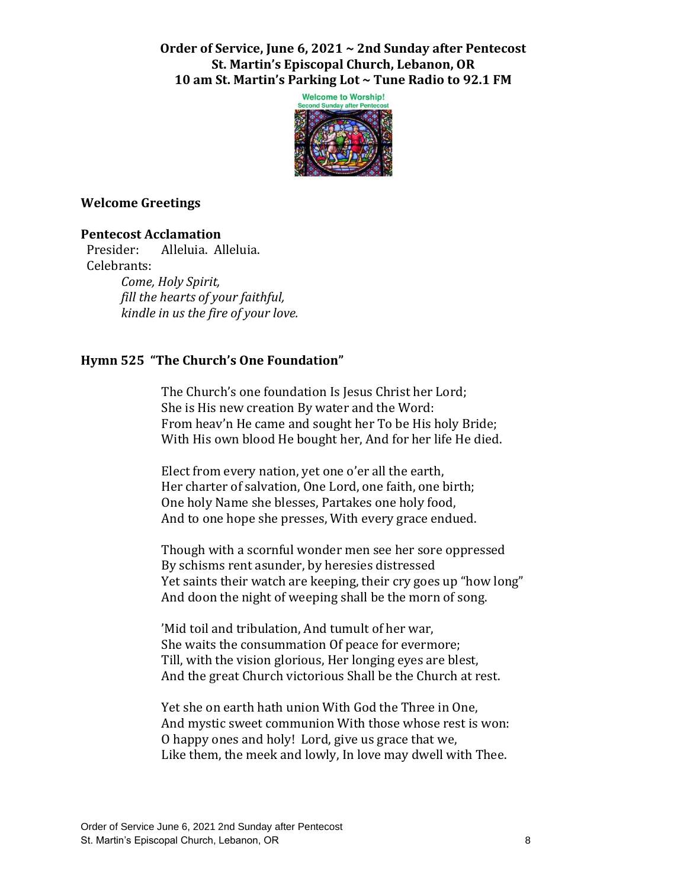**Order of Service, June 6, 2021 ~ 2nd Sunday after Pentecost**
**St. Martin's Episcopal Church, Lebanon, OR**
**10 am St. Martin's Parking Lot ~ Tune Radio to 92.1 FM**

### Welcome Greetings

### Pentecost Acclamation

Presider: Alleluia. Alleluia.
Celebrants:
*Come, Holy Spirit,*
*fill the hearts of your faithful,*
*kindle in us the fire of your love.*

### Hymn 525 "The Church's One Foundation"

The Church's one foundation Is Jesus Christ her Lord;
She is His new creation By water and the Word:
From heav'n He came and sought her To be His holy Bride;
With His own blood He bought her, And for her life He died.

Elect from every nation, yet one o'er all the earth,
Her charter of salvation, One Lord, one faith, one birth;
One holy Name she blesses, Partakes one holy food,
And to one hope she presses, With every grace endued.

Though with a scornful wonder men see her sore oppressed
By schisms rent asunder, by heresies distressed
Yet saints their watch are keeping, their cry goes up "how long"
And doon the night of weeping shall be the morn of song.

'Mid toil and tribulation, And tumult of her war,
She waits the consummation Of peace for evermore;
Till, with the vision glorious, Her longing eyes are blest,
And the great Church victorious Shall be the Church at rest.

Yet she on earth hath union With God the Three in One,
And mystic sweet communion With those whose rest is won:
O happy ones and holy! Lord, give us grace that we,
Like them, the meek and lowly, In love may dwell with Thee.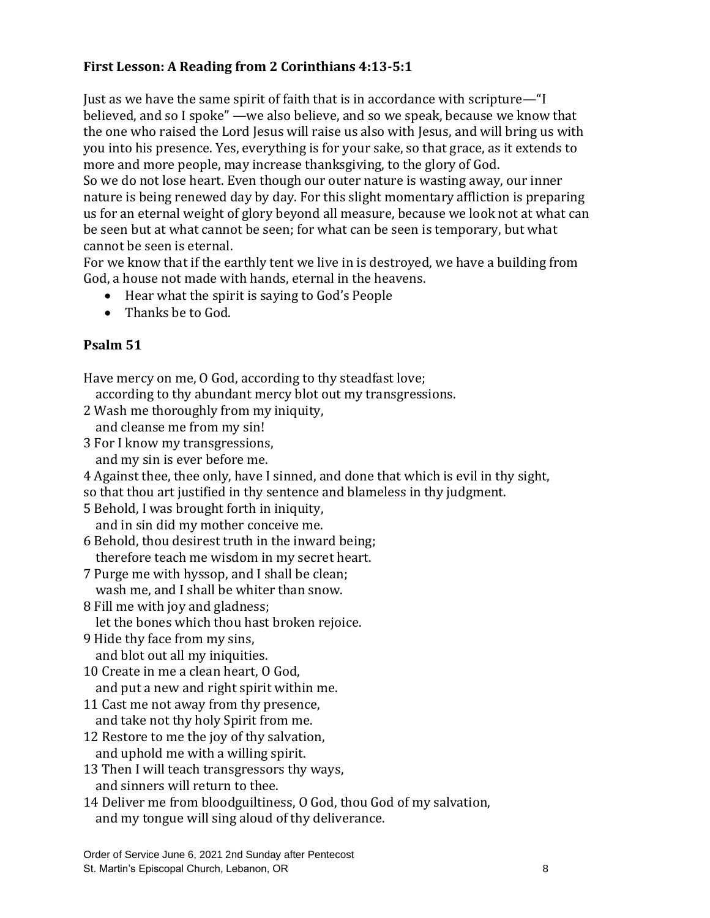**First Lesson: A Reading from 2 Corinthians 4:13-5:1**

Just as we have the same spirit of faith that is in accordance with scripture—"I believed, and so I spoke" —we also believe, and so we speak, because we know that the one who raised the Lord Jesus will raise us also with Jesus, and will bring us with you into his presence. Yes, everything is for your sake, so that grace, as it extends to more and more people, may increase thanksgiving, to the glory of God.
So we do not lose heart. Even though our outer nature is wasting away, our inner nature is being renewed day by day. For this slight momentary affliction is preparing us for an eternal weight of glory beyond all measure, because we look not at what can be seen but at what cannot be seen; for what can be seen is temporary, but what cannot be seen is eternal.
For we know that if the earthly tent we live in is destroyed, we have a building from God, a house not made with hands, eternal in the heavens.

- Hear what the spirit is saying to God's People
- Thanks be to God.

**Psalm 51**

Have mercy on me, O God, according to thy steadfast love;
according to thy abundant mercy blot out my transgressions.
2 Wash me thoroughly from my iniquity,
and cleanse me from my sin!
3 For I know my transgressions,
and my sin is ever before me.
4 Against thee, thee only, have I sinned, and done that which is evil in thy sight,
so that thou art justified in thy sentence and blameless in thy judgment.
5 Behold, I was brought forth in iniquity,
and in sin did my mother conceive me.
6 Behold, thou desirest truth in the inward being;
therefore teach me wisdom in my secret heart.
7 Purge me with hyssop, and I shall be clean;
wash me, and I shall be whiter than snow.
8 Fill me with joy and gladness;
let the bones which thou hast broken rejoice.
9 Hide thy face from my sins,
and blot out all my iniquities.
10 Create in me a clean heart, O God,
and put a new and right spirit within me.
11 Cast me not away from thy presence,
and take not thy holy Spirit from me.
12 Restore to me the joy of thy salvation,
and uphold me with a willing spirit.
13 Then I will teach transgressors thy ways,
and sinners will return to thee.
14 Deliver me from bloodguiltiness, O God, thou God of my salvation,
and my tongue will sing aloud of thy deliverance.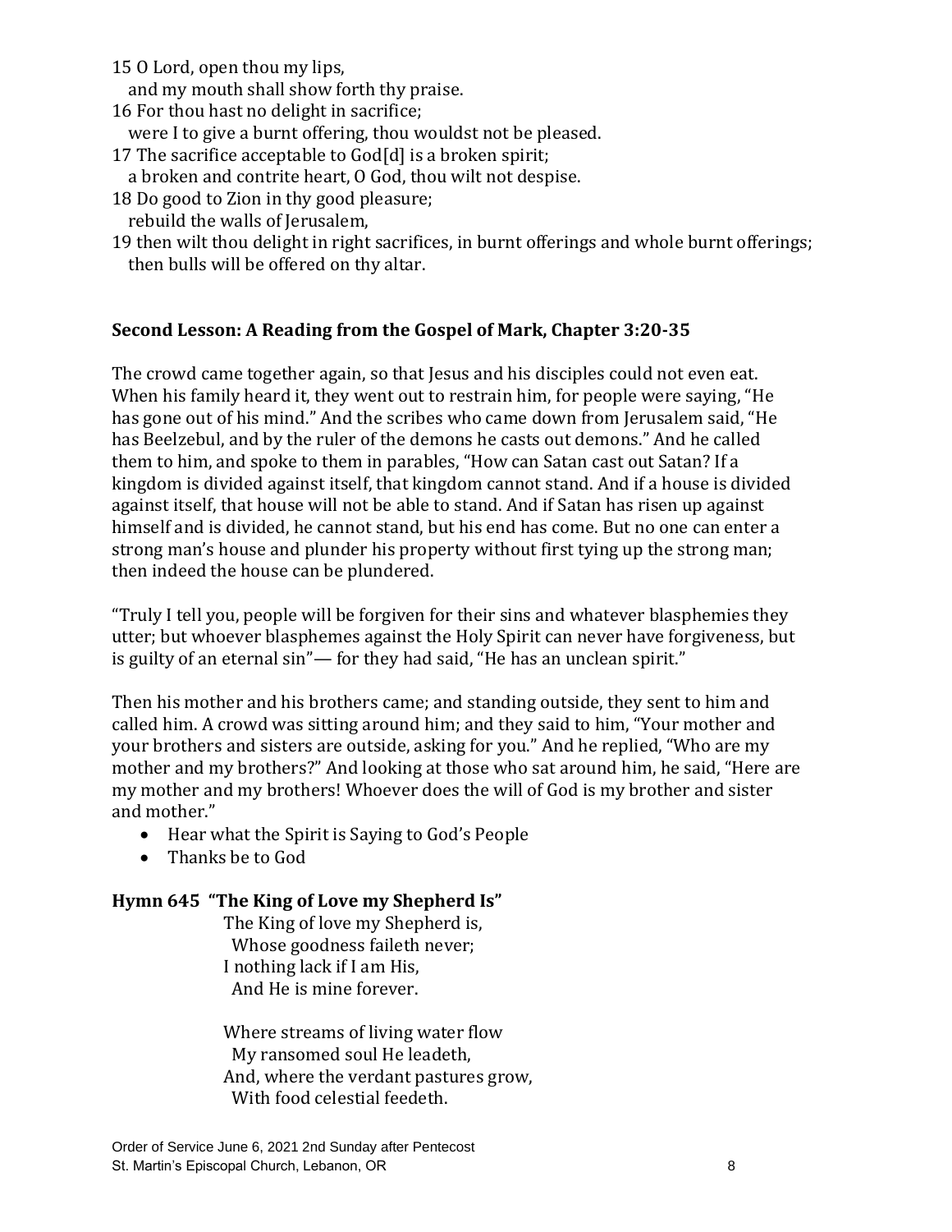15 O Lord, open thou my lips,
   and my mouth shall show forth thy praise.
16 For thou hast no delight in sacrifice;
   were I to give a burnt offering, thou wouldst not be pleased.
17 The sacrifice acceptable to God[d] is a broken spirit;
   a broken and contrite heart, O God, thou wilt not despise.
18 Do good to Zion in thy good pleasure;
   rebuild the walls of Jerusalem,
19 then wilt thou delight in right sacrifices, in burnt offerings and whole burnt offerings;
   then bulls will be offered on thy altar.

**Second Lesson: A Reading from the Gospel of Mark, Chapter 3:20-35**

The crowd came together again, so that Jesus and his disciples could not even eat. When his family heard it, they went out to restrain him, for people were saying, "He has gone out of his mind." And the scribes who came down from Jerusalem said, "He has Beelzebul, and by the ruler of the demons he casts out demons." And he called them to him, and spoke to them in parables, "How can Satan cast out Satan? If a kingdom is divided against itself, that kingdom cannot stand. And if a house is divided against itself, that house will not be able to stand. And if Satan has risen up against himself and is divided, he cannot stand, but his end has come. But no one can enter a strong man's house and plunder his property without first tying up the strong man; then indeed the house can be plundered.

"Truly I tell you, people will be forgiven for their sins and whatever blasphemies they utter; but whoever blasphemes against the Holy Spirit can never have forgiveness, but is guilty of an eternal sin"— for they had said, "He has an unclean spirit."

Then his mother and his brothers came; and standing outside, they sent to him and called him. A crowd was sitting around him; and they said to him, "Your mother and your brothers and sisters are outside, asking for you." And he replied, "Who are my mother and my brothers?" And looking at those who sat around him, he said, "Here are my mother and my brothers! Whoever does the will of God is my brother and sister and mother."

- Hear what the Spirit is Saying to God's People
- Thanks be to God

**Hymn 645 "The King of Love my Shepherd Is"**

The King of love my Shepherd is,
  Whose goodness faileth never;
I nothing lack if I am His,
  And He is mine forever.

Where streams of living water flow
  My ransomed soul He leadeth,
And, where the verdant pastures grow,
  With food celestial feedeth.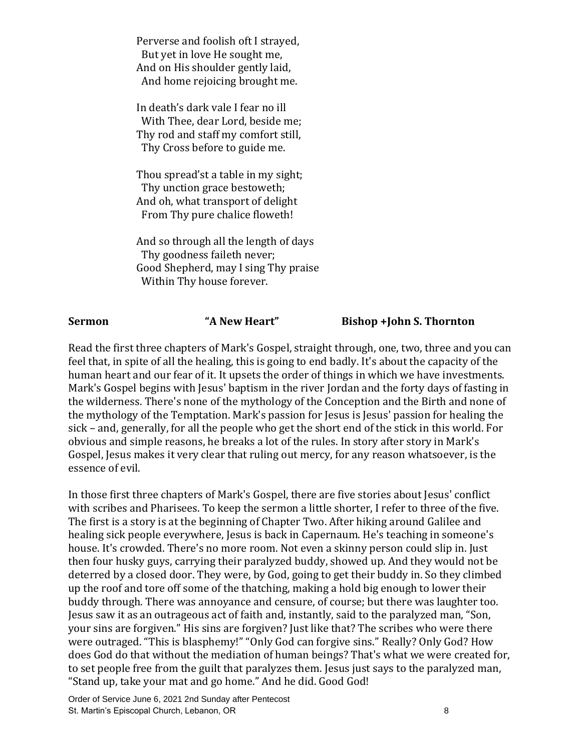Perverse and foolish oft I strayed,
  But yet in love He sought me,
And on His shoulder gently laid,
  And home rejoicing brought me.

In death's dark vale I fear no ill
  With Thee, dear Lord, beside me;
Thy rod and staff my comfort still,
  Thy Cross before to guide me.

Thou spread'st a table in my sight;
  Thy unction grace bestoweth;
And oh, what transport of delight
  From Thy pure chalice floweth!

And so through all the length of days
  Thy goodness faileth never;
Good Shepherd, may I sing Thy praise
  Within Thy house forever.

**Sermon** **"A New Heart"** **Bishop +John S. Thornton**

Read the first three chapters of Mark's Gospel, straight through, one, two, three and you can feel that, in spite of all the healing, this is going to end badly. It's about the capacity of the human heart and our fear of it. It upsets the order of things in which we have investments. Mark's Gospel begins with Jesus' baptism in the river Jordan and the forty days of fasting in the wilderness. There's none of the mythology of the Conception and the Birth and none of the mythology of the Temptation. Mark's passion for Jesus is Jesus' passion for healing the sick – and, generally, for all the people who get the short end of the stick in this world. For obvious and simple reasons, he breaks a lot of the rules. In story after story in Mark's Gospel, Jesus makes it very clear that ruling out mercy, for any reason whatsoever, is the essence of evil.

In those first three chapters of Mark's Gospel, there are five stories about Jesus' conflict with scribes and Pharisees. To keep the sermon a little shorter, I refer to three of the five. The first is a story is at the beginning of Chapter Two. After hiking around Galilee and healing sick people everywhere, Jesus is back in Capernaum. He's teaching in someone's house. It's crowded. There's no more room. Not even a skinny person could slip in. Just then four husky guys, carrying their paralyzed buddy, showed up. And they would not be deterred by a closed door. They were, by God, going to get their buddy in. So they climbed up the roof and tore off some of the thatching, making a hold big enough to lower their buddy through. There was annoyance and censure, of course; but there was laughter too. Jesus saw it as an outrageous act of faith and, instantly, said to the paralyzed man, "Son, your sins are forgiven." His sins are forgiven? Just like that? The scribes who were there were outraged. "This is blasphemy!" "Only God can forgive sins." Really? Only God? How does God do that without the mediation of human beings? That's what we were created for, to set people free from the guilt that paralyzes them. Jesus just says to the paralyzed man, "Stand up, take your mat and go home." And he did. Good God!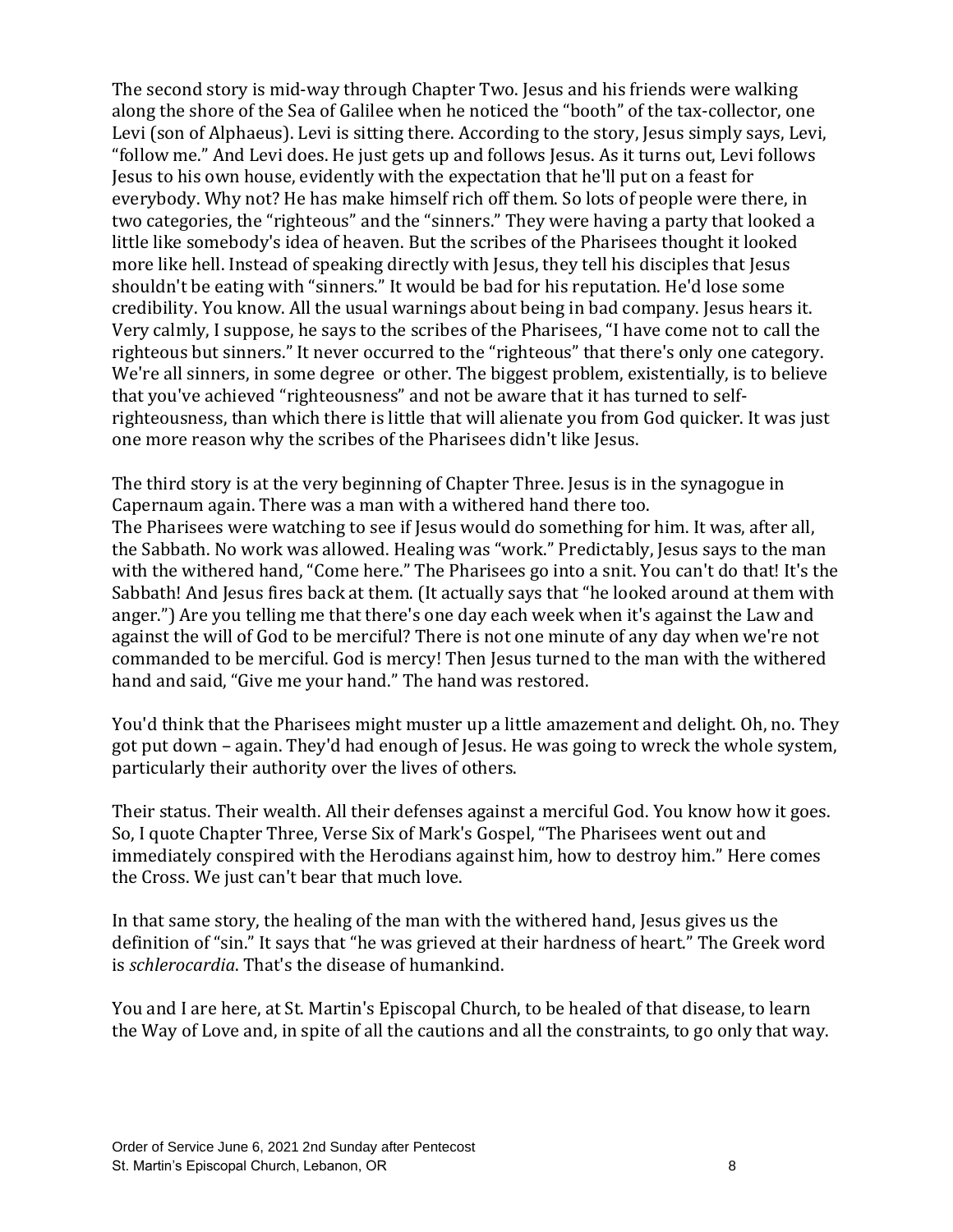The second story is mid-way through Chapter Two. Jesus and his friends were walking along the shore of the Sea of Galilee when he noticed the "booth" of the tax-collector, one Levi (son of Alphaeus). Levi is sitting there. According to the story, Jesus simply says, Levi, "follow me." And Levi does. He just gets up and follows Jesus. As it turns out, Levi follows Jesus to his own house, evidently with the expectation that he'll put on a feast for everybody. Why not? He has make himself rich off them. So lots of people were there, in two categories, the "righteous" and the "sinners." They were having a party that looked a little like somebody's idea of heaven. But the scribes of the Pharisees thought it looked more like hell. Instead of speaking directly with Jesus, they tell his disciples that Jesus shouldn't be eating with "sinners." It would be bad for his reputation. He'd lose some credibility. You know. All the usual warnings about being in bad company. Jesus hears it. Very calmly, I suppose, he says to the scribes of the Pharisees, "I have come not to call the righteous but sinners." It never occurred to the "righteous" that there's only one category. We're all sinners, in some degree or other. The biggest problem, existentially, is to believe that you've achieved "righteousness" and not be aware that it has turned to self-righteousness, than which there is little that will alienate you from God quicker. It was just one more reason why the scribes of the Pharisees didn't like Jesus.

The third story is at the very beginning of Chapter Three. Jesus is in the synagogue in Capernaum again. There was a man with a withered hand there too.
The Pharisees were watching to see if Jesus would do something for him. It was, after all, the Sabbath. No work was allowed. Healing was "work." Predictably, Jesus says to the man with the withered hand, "Come here." The Pharisees go into a snit. You can't do that! It's the Sabbath! And Jesus fires back at them. (It actually says that "he looked around at them with anger.") Are you telling me that there's one day each week when it's against the Law and against the will of God to be merciful? There is not one minute of any day when we're not commanded to be merciful. God is mercy! Then Jesus turned to the man with the withered hand and said, "Give me your hand." The hand was restored.

You'd think that the Pharisees might muster up a little amazement and delight. Oh, no. They got put down – again. They'd had enough of Jesus. He was going to wreck the whole system, particularly their authority over the lives of others.

Their status. Their wealth. All their defenses against a merciful God. You know how it goes. So, I quote Chapter Three, Verse Six of Mark's Gospel, "The Pharisees went out and immediately conspired with the Herodians against him, how to destroy him." Here comes the Cross. We just can't bear that much love.

In that same story, the healing of the man with the withered hand, Jesus gives us the definition of "sin." It says that "he was grieved at their hardness of heart." The Greek word is *schlerocardia*. That's the disease of humankind.

You and I are here, at St. Martin's Episcopal Church, to be healed of that disease, to learn the Way of Love and, in spite of all the cautions and all the constraints, to go only that way.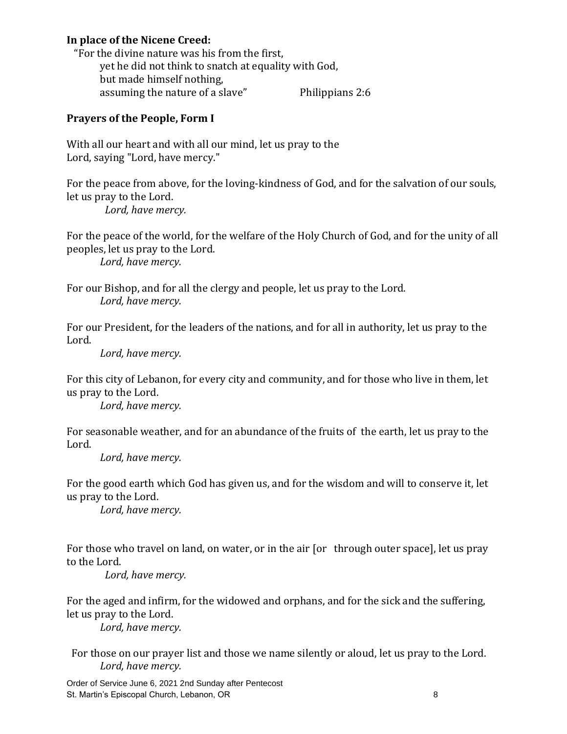**In place of the Nicene Creed:**

"For the divine nature was his from the first,
yet he did not think to snatch at equality with God,
but made himself nothing,
assuming the nature of a slave" Philippians 2:6

**Prayers of the People, Form I**

With all our heart and with all our mind, let us pray to the Lord, saying "Lord, have mercy."

For the peace from above, for the loving-kindness of God, and for the salvation of our souls, let us pray to the Lord.
*Lord, have mercy.*

For the peace of the world, for the welfare of the Holy Church of God, and for the unity of all peoples, let us pray to the Lord.
*Lord, have mercy.*

For our Bishop, and for all the clergy and people, let us pray to the Lord.
*Lord, have mercy.*

For our President, for the leaders of the nations, and for all in authority, let us pray to the Lord.
*Lord, have mercy.*

For this city of Lebanon, for every city and community, and for those who live in them, let us pray to the Lord.
*Lord, have mercy.*

For seasonable weather, and for an abundance of the fruits of the earth, let us pray to the Lord.
*Lord, have mercy.*

For the good earth which God has given us, and for the wisdom and will to conserve it, let us pray to the Lord.
*Lord, have mercy.*

For those who travel on land, on water, or in the air [or through outer space], let us pray to the Lord.
*Lord, have mercy.*

For the aged and infirm, for the widowed and orphans, and for the sick and the suffering, let us pray to the Lord.
*Lord, have mercy.*

For those on our prayer list and those we name silently or aloud, let us pray to the Lord.
*Lord, have mercy.*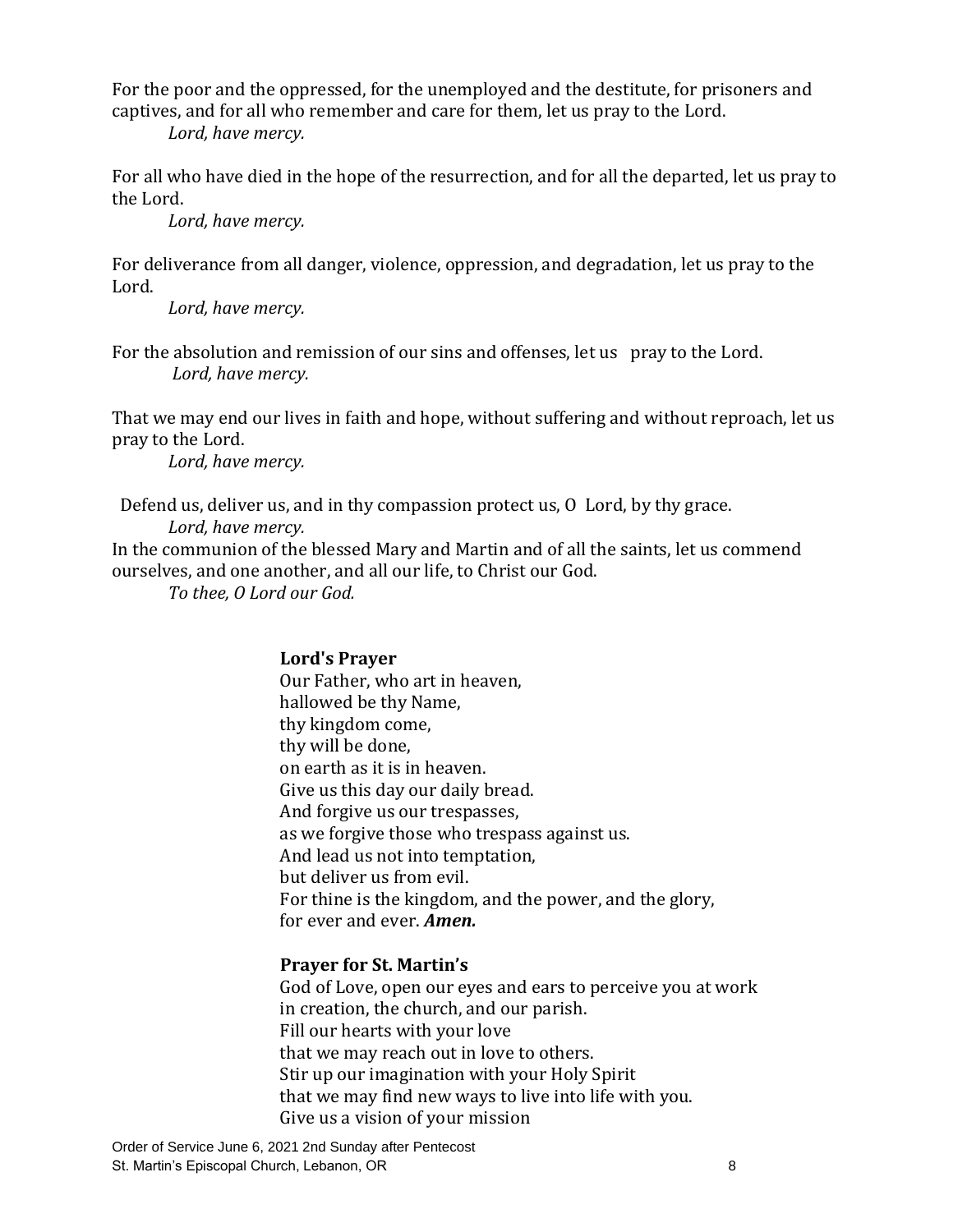For the poor and the oppressed, for the unemployed and the destitute, for prisoners and captives, and for all who remember and care for them, let us pray to the Lord.

*Lord, have mercy.*

For all who have died in the hope of the resurrection, and for all the departed, let us pray to the Lord.

*Lord, have mercy.*

For deliverance from all danger, violence, oppression, and degradation, let us pray to the Lord.

*Lord, have mercy.*

For the absolution and remission of our sins and offenses, let us pray to the Lord.

*Lord, have mercy.*

That we may end our lives in faith and hope, without suffering and without reproach, let us pray to the Lord.

*Lord, have mercy.*

Defend us, deliver us, and in thy compassion protect us, O Lord, by thy grace.

*Lord, have mercy.*

In the communion of the blessed Mary and Martin and of all the saints, let us commend ourselves, and one another, and all our life, to Christ our God.

*To thee, O Lord our God.*

**Lord's Prayer**

Our Father, who art in heaven,
hallowed be thy Name,
thy kingdom come,
thy will be done,
on earth as it is in heaven.
Give us this day our daily bread.
And forgive us our trespasses,
as we forgive those who trespass against us.
And lead us not into temptation,
but deliver us from evil.
For thine is the kingdom, and the power, and the glory,
for ever and ever. ***Amen.***

**Prayer for St. Martin's**

God of Love, open our eyes and ears to perceive you at work
in creation, the church, and our parish.
Fill our hearts with your love
that we may reach out in love to others.
Stir up our imagination with your Holy Spirit
that we may find new ways to live into life with you.
Give us a vision of your mission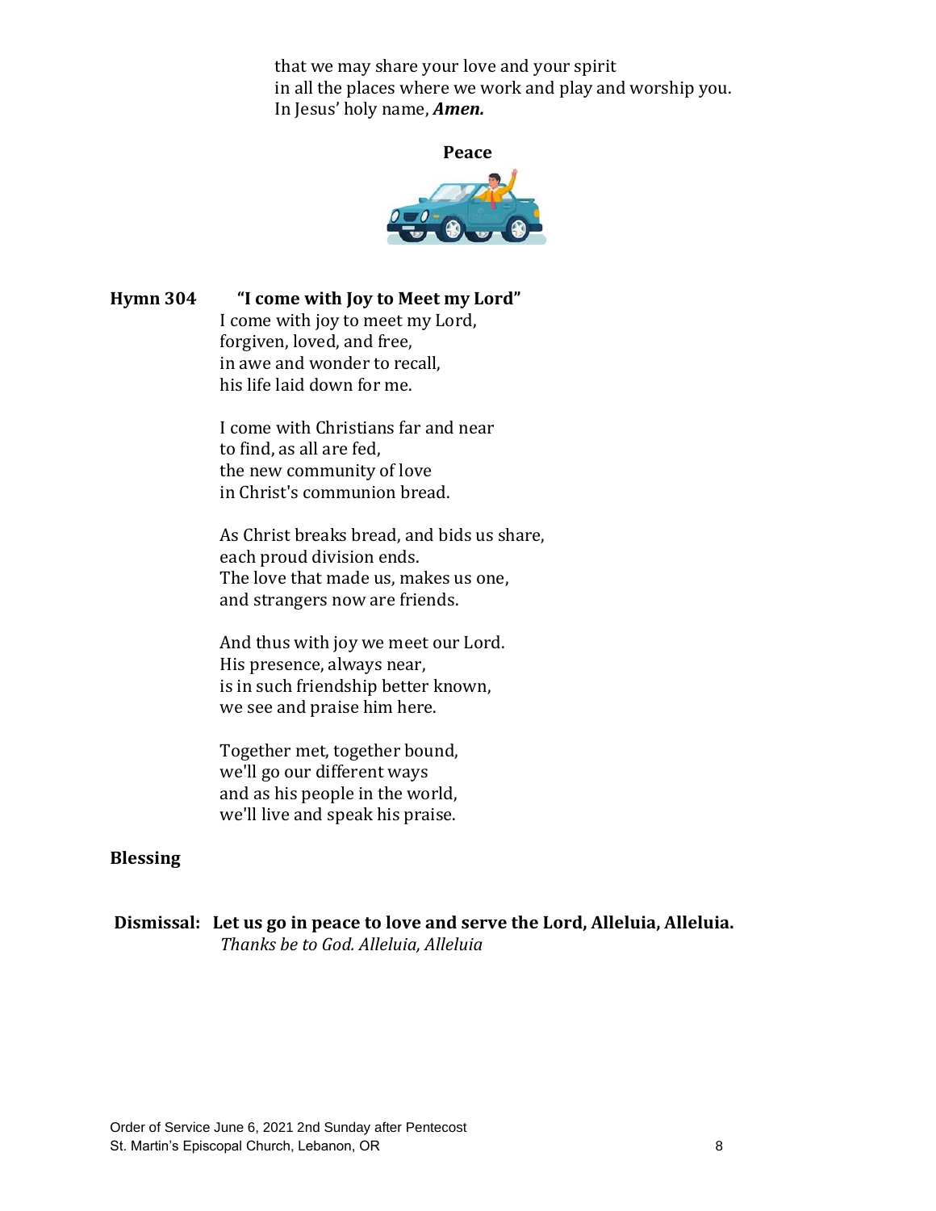that we may share your love and your spirit
in all the places where we work and play and worship you.
In Jesus' holy name, ***Amen.***

**Peace**

**Hymn 304 "I come with Joy to Meet my Lord"**

I come with joy to meet my Lord,
forgiven, loved, and free,
in awe and wonder to recall,
his life laid down for me.

I come with Christians far and near
to find, as all are fed,
the new community of love
in Christ's communion bread.

As Christ breaks bread, and bids us share,
each proud division ends.
The love that made us, makes us one,
and strangers now are friends.

And thus with joy we meet our Lord.
His presence, always near,
is in such friendship better known,
we see and praise him here.

Together met, together bound,
we'll go our different ways
and as his people in the world,
we'll live and speak his praise.

**Blessing**

**Dismissal: Let us go in peace to love and serve the Lord, Alleluia, Alleluia.**
*Thanks be to God. Alleluia, Alleluia*